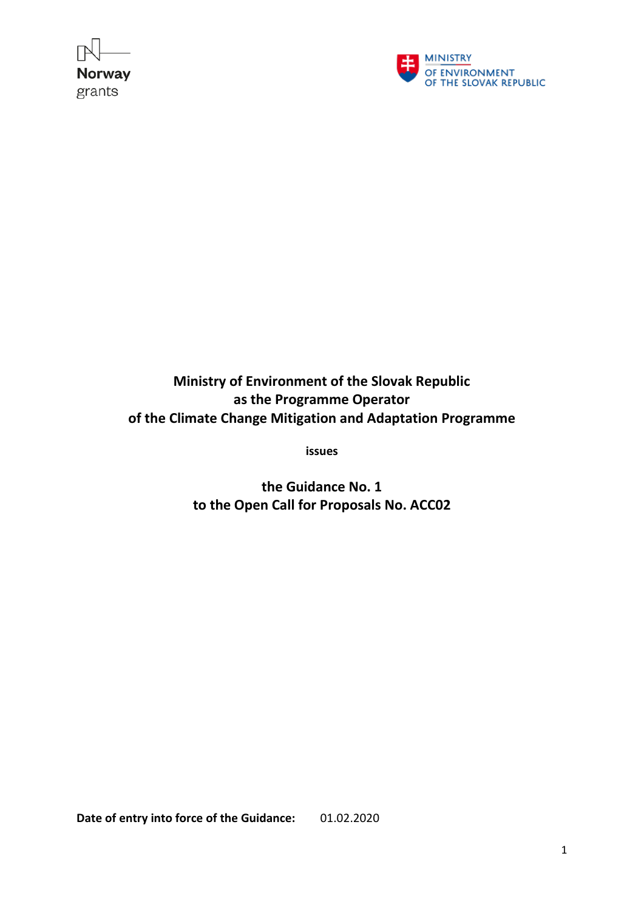Norway grants

MINISTRY OF ENVIRONMENT OF THE SLOVAK REPUBLIC

**Ministry of Environment of the Slovak Republic**
**as the Programme Operator**
**of the Climate Change Mitigation and Adaptation Programme**

**issues**

**the Guidance No. 1**
**to the Open Call for Proposals No. ACC02**

**Date of entry into force of the Guidance:** 01.02.2020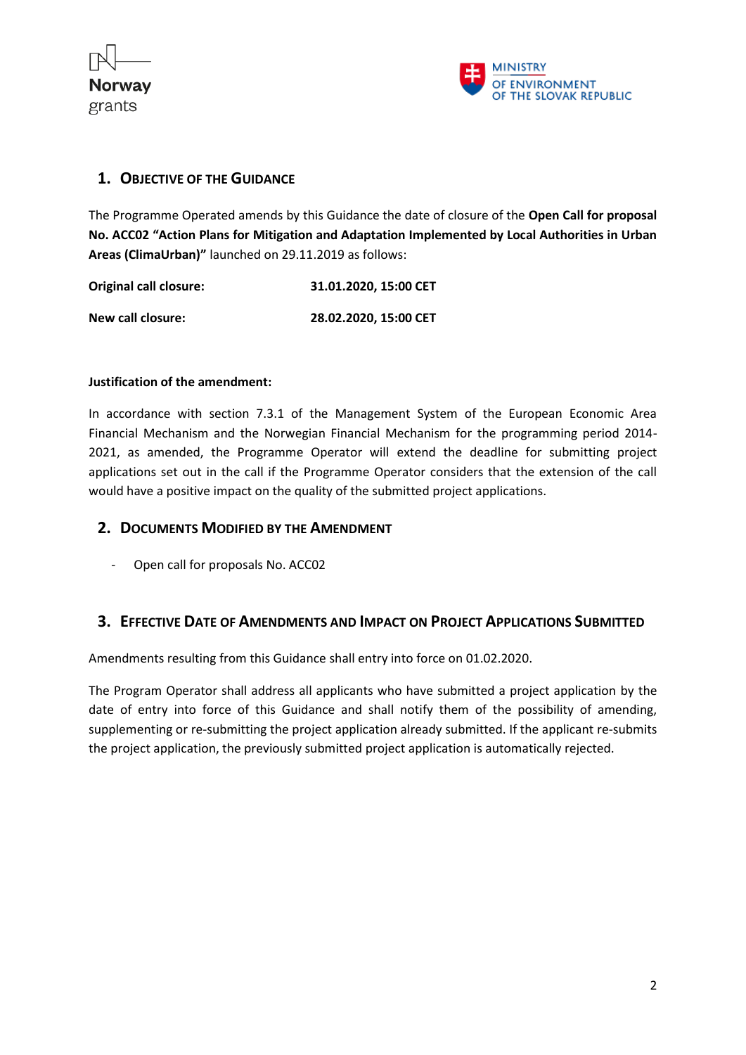## 1. Objective of the Guidance

The Programme Operated amends by this Guidance the date of closure of the **Open Call for proposal No. ACC02 "Action Plans for Mitigation and Adaptation Implemented by Local Authorities in Urban Areas (ClimaUrban)"** launched on 29.11.2019 as follows:

| | |
|---|---|
| **Original call closure:** | **31.01.2020, 15:00 CET** |
| **New call closure:** | **28.02.2020, 15:00 CET** |

**Justification of the amendment:**

In accordance with section 7.3.1 of the Management System of the European Economic Area Financial Mechanism and the Norwegian Financial Mechanism for the programming period 2014-2021, as amended, the Programme Operator will extend the deadline for submitting project applications set out in the call if the Programme Operator considers that the extension of the call would have a positive impact on the quality of the submitted project applications.

## 2. Documents Modified by the Amendment

- Open call for proposals No. ACC02

## 3. Effective Date of Amendments and Impact on Project Applications Submitted

Amendments resulting from this Guidance shall entry into force on 01.02.2020.

The Program Operator shall address all applicants who have submitted a project application by the date of entry into force of this Guidance and shall notify them of the possibility of amending, supplementing or re-submitting the project application already submitted. If the applicant re-submits the project application, the previously submitted project application is automatically rejected.